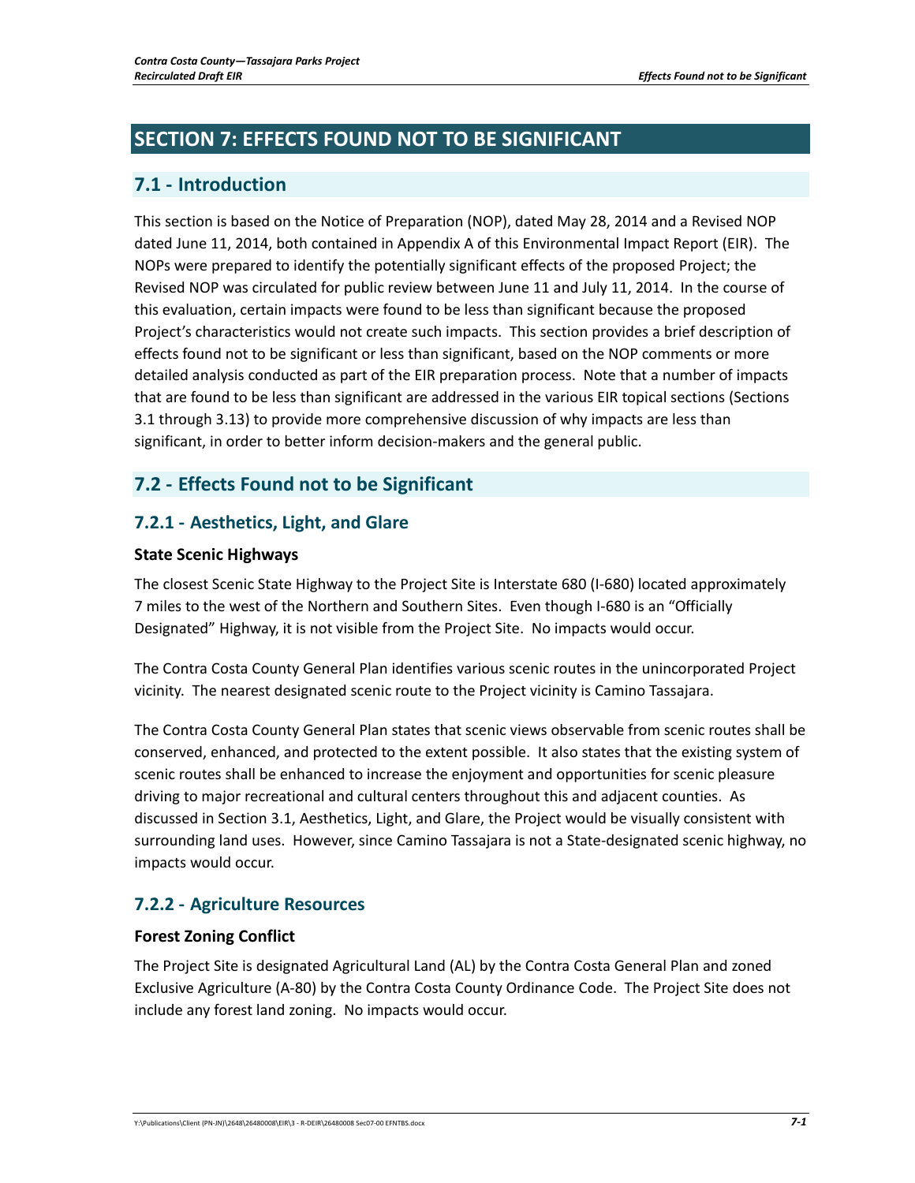# SECTION 7: EFFECTS FOUND NOT TO BE SIGNIFICANT

## 7.1 - Introduction

This section is based on the Notice of Preparation (NOP), dated May 28, 2014 and a Revised NOP dated June 11, 2014, both contained in Appendix A of this Environmental Impact Report (EIR). The NOPs were prepared to identify the potentially significant effects of the proposed Project; the Revised NOP was circulated for public review between June 11 and July 11, 2014. In the course of this evaluation, certain impacts were found to be less than significant because the proposed Project's characteristics would not create such impacts. This section provides a brief description of effects found not to be significant or less than significant, based on the NOP comments or more detailed analysis conducted as part of the EIR preparation process. Note that a number of impacts that are found to be less than significant are addressed in the various EIR topical sections (Sections 3.1 through 3.13) to provide more comprehensive discussion of why impacts are less than significant, in order to better inform decision-makers and the general public.

## 7.2 - Effects Found not to be Significant

### 7.2.1 - Aesthetics, Light, and Glare

#### State Scenic Highways

The closest Scenic State Highway to the Project Site is Interstate 680 (I-680) located approximately 7 miles to the west of the Northern and Southern Sites. Even though I-680 is an "Officially Designated" Highway, it is not visible from the Project Site. No impacts would occur.

The Contra Costa County General Plan identifies various scenic routes in the unincorporated Project vicinity. The nearest designated scenic route to the Project vicinity is Camino Tassajara.

The Contra Costa County General Plan states that scenic views observable from scenic routes shall be conserved, enhanced, and protected to the extent possible. It also states that the existing system of scenic routes shall be enhanced to increase the enjoyment and opportunities for scenic pleasure driving to major recreational and cultural centers throughout this and adjacent counties. As discussed in Section 3.1, Aesthetics, Light, and Glare, the Project would be visually consistent with surrounding land uses. However, since Camino Tassajara is not a State-designated scenic highway, no impacts would occur.

### 7.2.2 - Agriculture Resources

#### Forest Zoning Conflict

The Project Site is designated Agricultural Land (AL) by the Contra Costa General Plan and zoned Exclusive Agriculture (A-80) by the Contra Costa County Ordinance Code. The Project Site does not include any forest land zoning. No impacts would occur.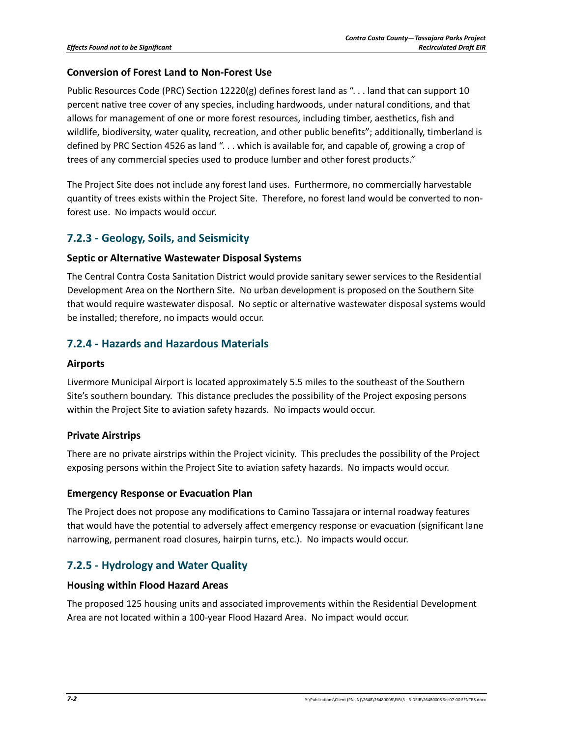### Conversion of Forest Land to Non-Forest Use

Public Resources Code (PRC) Section 12220(g) defines forest land as ". . . land that can support 10 percent native tree cover of any species, including hardwoods, under natural conditions, and that allows for management of one or more forest resources, including timber, aesthetics, fish and wildlife, biodiversity, water quality, recreation, and other public benefits"; additionally, timberland is defined by PRC Section 4526 as land ". . . which is available for, and capable of, growing a crop of trees of any commercial species used to produce lumber and other forest products."

The Project Site does not include any forest land uses. Furthermore, no commercially harvestable quantity of trees exists within the Project Site. Therefore, no forest land would be converted to non-forest use. No impacts would occur.

## 7.2.3 - Geology, Soils, and Seismicity

### Septic or Alternative Wastewater Disposal Systems

The Central Contra Costa Sanitation District would provide sanitary sewer services to the Residential Development Area on the Northern Site. No urban development is proposed on the Southern Site that would require wastewater disposal. No septic or alternative wastewater disposal systems would be installed; therefore, no impacts would occur.

## 7.2.4 - Hazards and Hazardous Materials

### Airports

Livermore Municipal Airport is located approximately 5.5 miles to the southeast of the Southern Site's southern boundary. This distance precludes the possibility of the Project exposing persons within the Project Site to aviation safety hazards. No impacts would occur.

### Private Airstrips

There are no private airstrips within the Project vicinity. This precludes the possibility of the Project exposing persons within the Project Site to aviation safety hazards. No impacts would occur.

### Emergency Response or Evacuation Plan

The Project does not propose any modifications to Camino Tassajara or internal roadway features that would have the potential to adversely affect emergency response or evacuation (significant lane narrowing, permanent road closures, hairpin turns, etc.). No impacts would occur.

## 7.2.5 - Hydrology and Water Quality

### Housing within Flood Hazard Areas

The proposed 125 housing units and associated improvements within the Residential Development Area are not located within a 100-year Flood Hazard Area. No impact would occur.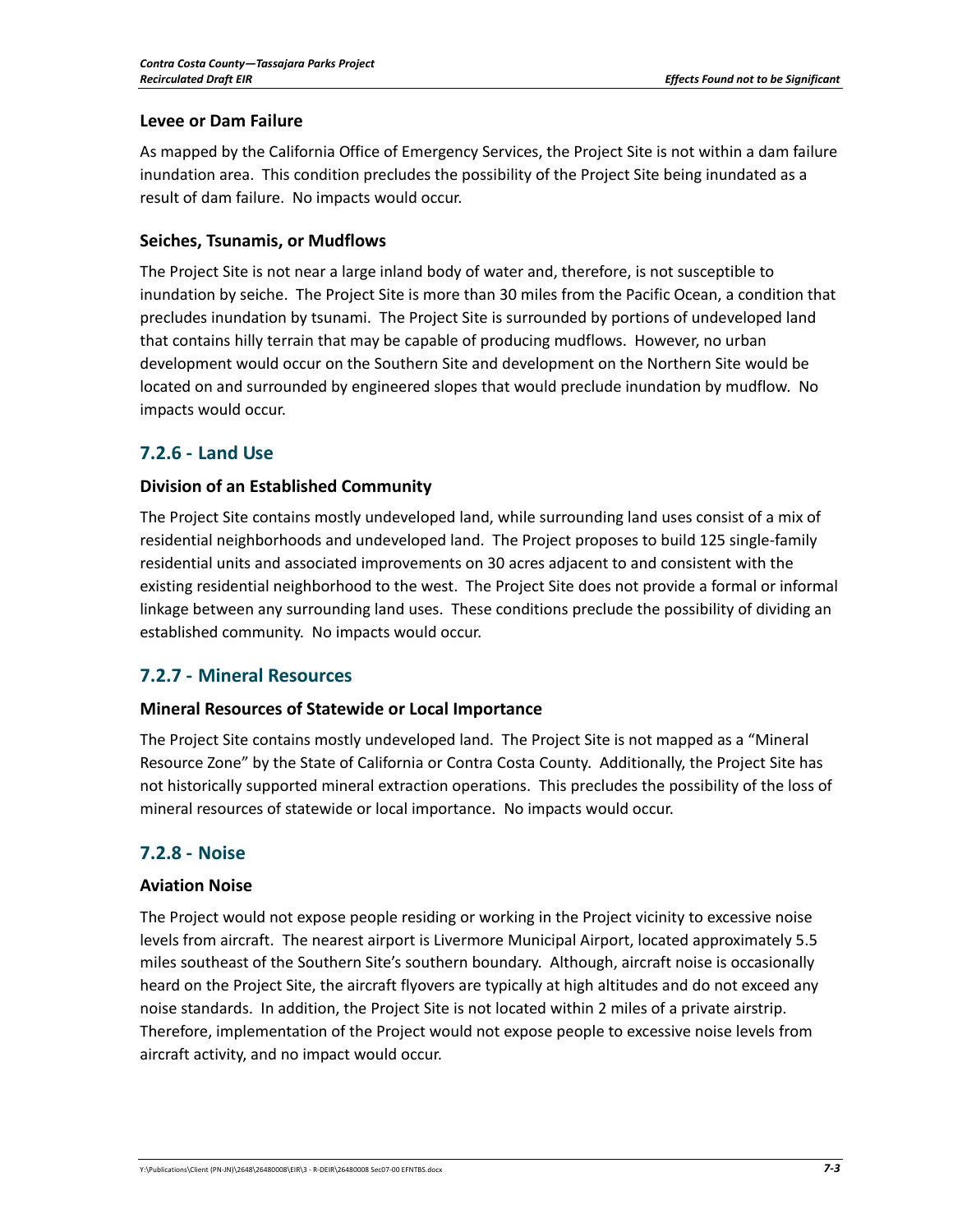### Levee or Dam Failure

As mapped by the California Office of Emergency Services, the Project Site is not within a dam failure inundation area. This condition precludes the possibility of the Project Site being inundated as a result of dam failure. No impacts would occur.

### Seiches, Tsunamis, or Mudflows

The Project Site is not near a large inland body of water and, therefore, is not susceptible to inundation by seiche. The Project Site is more than 30 miles from the Pacific Ocean, a condition that precludes inundation by tsunami. The Project Site is surrounded by portions of undeveloped land that contains hilly terrain that may be capable of producing mudflows. However, no urban development would occur on the Southern Site and development on the Northern Site would be located on and surrounded by engineered slopes that would preclude inundation by mudflow. No impacts would occur.

## 7.2.6 - Land Use

### Division of an Established Community

The Project Site contains mostly undeveloped land, while surrounding land uses consist of a mix of residential neighborhoods and undeveloped land. The Project proposes to build 125 single-family residential units and associated improvements on 30 acres adjacent to and consistent with the existing residential neighborhood to the west. The Project Site does not provide a formal or informal linkage between any surrounding land uses. These conditions preclude the possibility of dividing an established community. No impacts would occur.

## 7.2.7 - Mineral Resources

### Mineral Resources of Statewide or Local Importance

The Project Site contains mostly undeveloped land. The Project Site is not mapped as a "Mineral Resource Zone" by the State of California or Contra Costa County. Additionally, the Project Site has not historically supported mineral extraction operations. This precludes the possibility of the loss of mineral resources of statewide or local importance. No impacts would occur.

## 7.2.8 - Noise

### Aviation Noise

The Project would not expose people residing or working in the Project vicinity to excessive noise levels from aircraft. The nearest airport is Livermore Municipal Airport, located approximately 5.5 miles southeast of the Southern Site's southern boundary. Although, aircraft noise is occasionally heard on the Project Site, the aircraft flyovers are typically at high altitudes and do not exceed any noise standards. In addition, the Project Site is not located within 2 miles of a private airstrip. Therefore, implementation of the Project would not expose people to excessive noise levels from aircraft activity, and no impact would occur.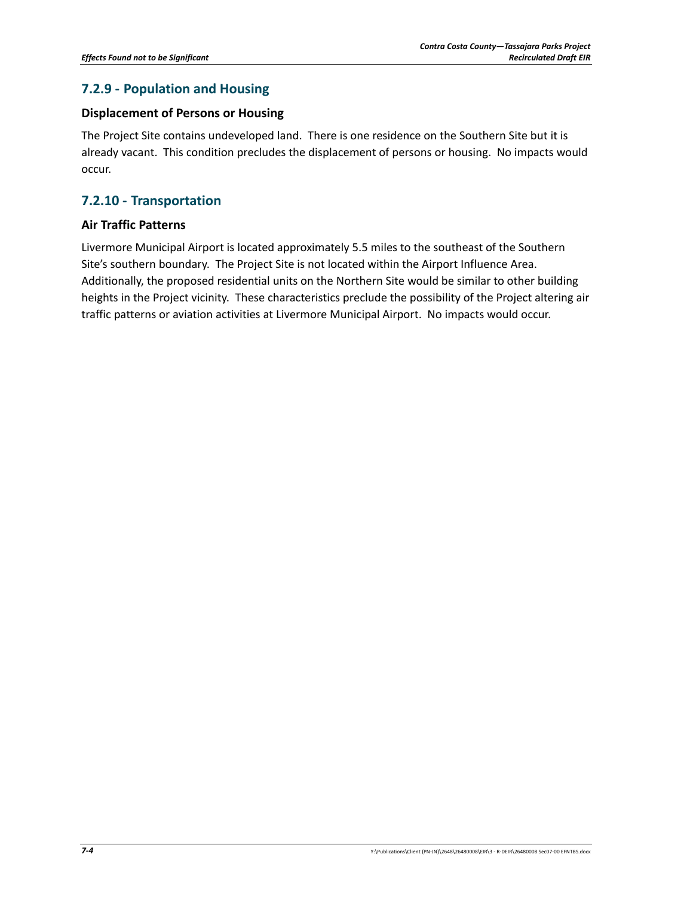## 7.2.9 - Population and Housing

### Displacement of Persons or Housing

The Project Site contains undeveloped land. There is one residence on the Southern Site but it is already vacant. This condition precludes the displacement of persons or housing. No impacts would occur.

## 7.2.10 - Transportation

### Air Traffic Patterns

Livermore Municipal Airport is located approximately 5.5 miles to the southeast of the Southern Site's southern boundary. The Project Site is not located within the Airport Influence Area. Additionally, the proposed residential units on the Northern Site would be similar to other building heights in the Project vicinity. These characteristics preclude the possibility of the Project altering air traffic patterns or aviation activities at Livermore Municipal Airport. No impacts would occur.